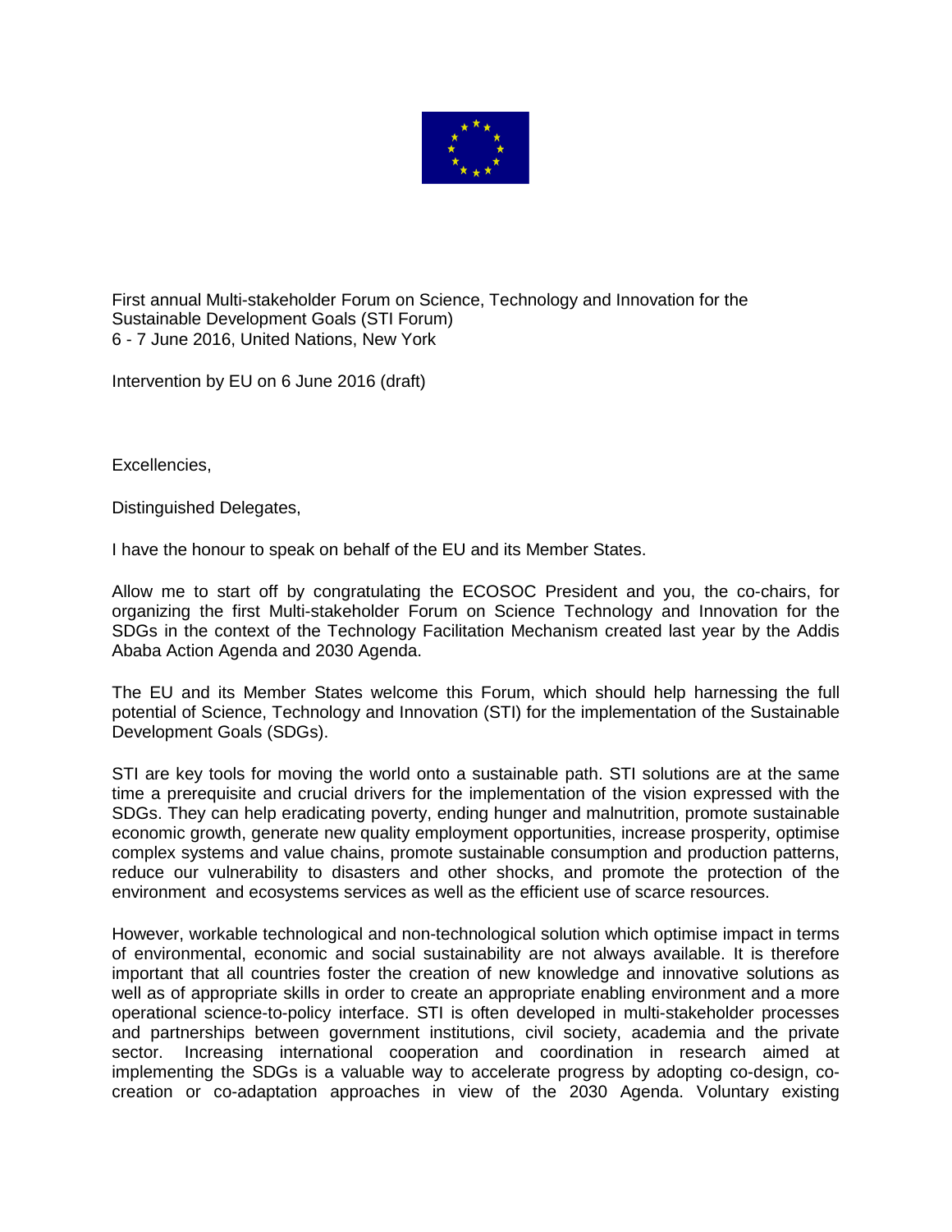First annual Multi-stakeholder Forum on Science, Technology and Innovation for the Sustainable Development Goals (STI Forum)
6 - 7 June 2016, United Nations, New York

Intervention by EU on 6 June 2016 (draft)

Excellencies,

Distinguished Delegates,

I have the honour to speak on behalf of the EU and its Member States.

Allow me to start off by congratulating the ECOSOC President and you, the co-chairs, for organizing the first Multi-stakeholder Forum on Science Technology and Innovation for the SDGs in the context of the Technology Facilitation Mechanism created last year by the Addis Ababa Action Agenda and 2030 Agenda.

The EU and its Member States welcome this Forum, which should help harnessing the full potential of Science, Technology and Innovation (STI) for the implementation of the Sustainable Development Goals (SDGs).

STI are key tools for moving the world onto a sustainable path. STI solutions are at the same time a prerequisite and crucial drivers for the implementation of the vision expressed with the SDGs. They can help eradicating poverty, ending hunger and malnutrition, promote sustainable economic growth, generate new quality employment opportunities, increase prosperity, optimise complex systems and value chains, promote sustainable consumption and production patterns, reduce our vulnerability to disasters and other shocks, and promote the protection of the environment and ecosystems services as well as the efficient use of scarce resources.

However, workable technological and non-technological solution which optimise impact in terms of environmental, economic and social sustainability are not always available. It is therefore important that all countries foster the creation of new knowledge and innovative solutions as well as of appropriate skills in order to create an appropriate enabling environment and a more operational science-to-policy interface. STI is often developed in multi-stakeholder processes and partnerships between government institutions, civil society, academia and the private sector. Increasing international cooperation and coordination in research aimed at implementing the SDGs is a valuable way to accelerate progress by adopting co-design, co-creation or co-adaptation approaches in view of the 2030 Agenda. Voluntary existing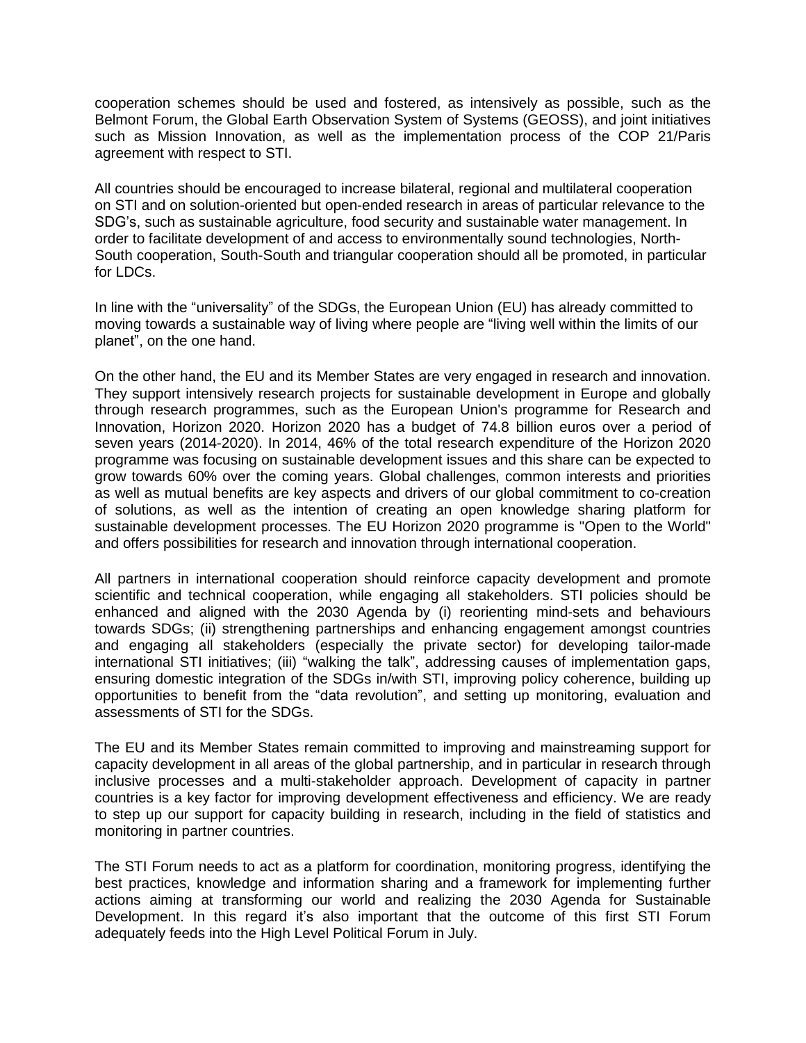cooperation schemes should be used and fostered, as intensively as possible, such as the Belmont Forum, the Global Earth Observation System of Systems (GEOSS), and joint initiatives such as Mission Innovation, as well as the implementation process of the COP 21/Paris agreement with respect to STI.

All countries should be encouraged to increase bilateral, regional and multilateral cooperation on STI and on solution-oriented but open-ended research in areas of particular relevance to the SDG's, such as sustainable agriculture, food security and sustainable water management. In order to facilitate development of and access to environmentally sound technologies, North-South cooperation, South-South and triangular cooperation should all be promoted, in particular for LDCs.

In line with the "universality" of the SDGs, the European Union (EU) has already committed to moving towards a sustainable way of living where people are "living well within the limits of our planet", on the one hand.

On the other hand, the EU and its Member States are very engaged in research and innovation. They support intensively research projects for sustainable development in Europe and globally through research programmes, such as the European Union's programme for Research and Innovation, Horizon 2020. Horizon 2020 has a budget of 74.8 billion euros over a period of seven years (2014-2020). In 2014, 46% of the total research expenditure of the Horizon 2020 programme was focusing on sustainable development issues and this share can be expected to grow towards 60% over the coming years. Global challenges, common interests and priorities as well as mutual benefits are key aspects and drivers of our global commitment to co-creation of solutions, as well as the intention of creating an open knowledge sharing platform for sustainable development processes. The EU Horizon 2020 programme is "Open to the World" and offers possibilities for research and innovation through international cooperation.

All partners in international cooperation should reinforce capacity development and promote scientific and technical cooperation, while engaging all stakeholders. STI policies should be enhanced and aligned with the 2030 Agenda by (i) reorienting mind-sets and behaviours towards SDGs; (ii) strengthening partnerships and enhancing engagement amongst countries and engaging all stakeholders (especially the private sector) for developing tailor-made international STI initiatives; (iii) "walking the talk", addressing causes of implementation gaps, ensuring domestic integration of the SDGs in/with STI, improving policy coherence, building up opportunities to benefit from the "data revolution", and setting up monitoring, evaluation and assessments of STI for the SDGs.

The EU and its Member States remain committed to improving and mainstreaming support for capacity development in all areas of the global partnership, and in particular in research through inclusive processes and a multi-stakeholder approach. Development of capacity in partner countries is a key factor for improving development effectiveness and efficiency. We are ready to step up our support for capacity building in research, including in the field of statistics and monitoring in partner countries.

The STI Forum needs to act as a platform for coordination, monitoring progress, identifying the best practices, knowledge and information sharing and a framework for implementing further actions aiming at transforming our world and realizing the 2030 Agenda for Sustainable Development. In this regard it's also important that the outcome of this first STI Forum adequately feeds into the High Level Political Forum in July.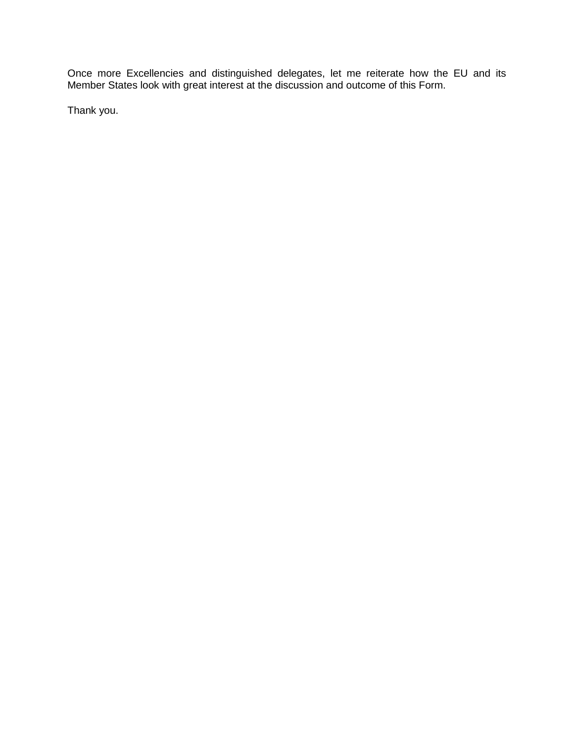Once more Excellencies and distinguished delegates, let me reiterate how the EU and its Member States look with great interest at the discussion and outcome of this Form.

Thank you.